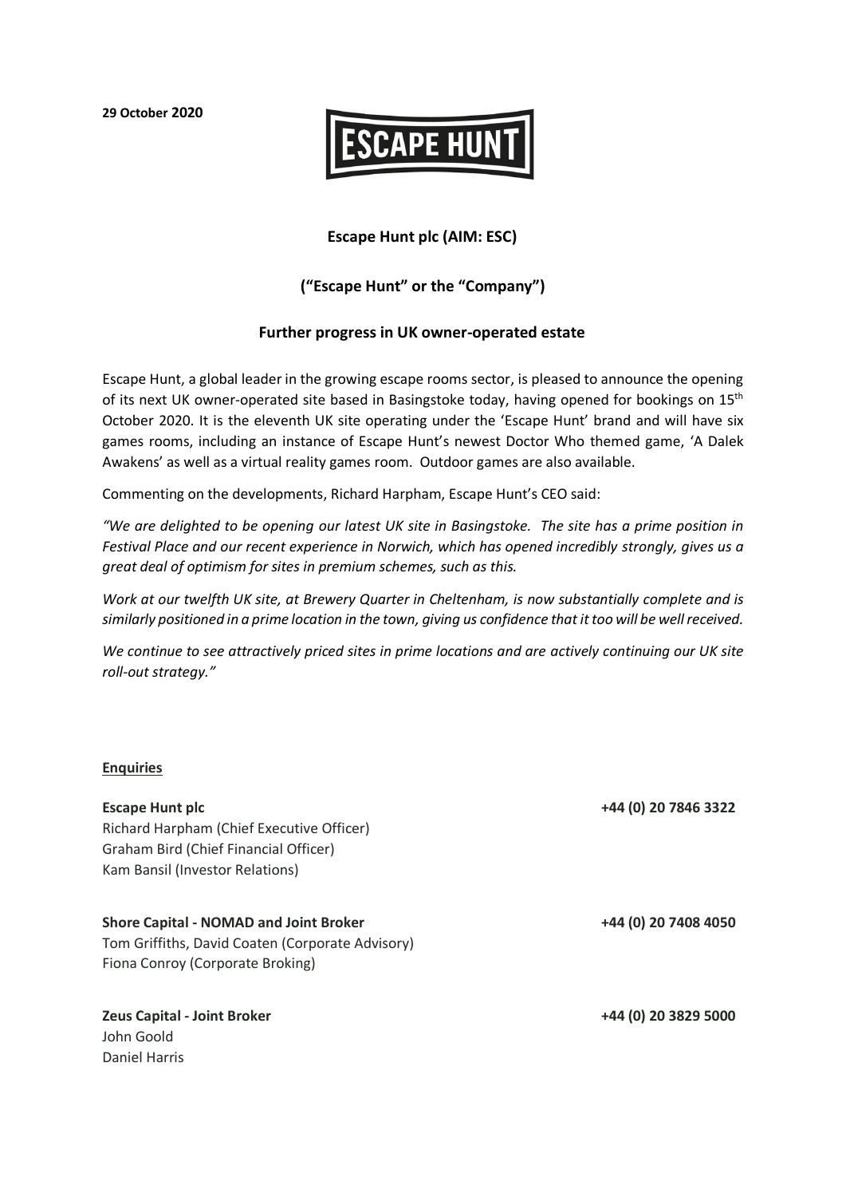**29 October 2020**

ESCAPE HUNT

## Escape Hunt plc (AIM: ESC)

## ("Escape Hunt" or the "Company")

## Further progress in UK owner-operated estate

Escape Hunt, a global leader in the growing escape rooms sector, is pleased to announce the opening of its next UK owner-operated site based in Basingstoke today, having opened for bookings on 15th October 2020. It is the eleventh UK site operating under the 'Escape Hunt' brand and will have six games rooms, including an instance of Escape Hunt's newest Doctor Who themed game, 'A Dalek Awakens' as well as a virtual reality games room. Outdoor games are also available.

Commenting on the developments, Richard Harpham, Escape Hunt's CEO said:

*"We are delighted to be opening our latest UK site in Basingstoke. The site has a prime position in Festival Place and our recent experience in Norwich, which has opened incredibly strongly, gives us a great deal of optimism for sites in premium schemes, such as this.*

*Work at our twelfth UK site, at Brewery Quarter in Cheltenham, is now substantially complete and is similarly positioned in a prime location in the town, giving us confidence that it too will be well received.*

*We continue to see attractively priced sites in prime locations and are actively continuing our UK site roll-out strategy."*

**Enquiries**

**Escape Hunt plc** — **+44 (0) 20 7846 3322**
Richard Harpham (Chief Executive Officer)
Graham Bird (Chief Financial Officer)
Kam Bansil (Investor Relations)

**Shore Capital - NOMAD and Joint Broker** — **+44 (0) 20 7408 4050**
Tom Griffiths, David Coaten (Corporate Advisory)
Fiona Conroy (Corporate Broking)

**Zeus Capital - Joint Broker** — **+44 (0) 20 3829 5000**
John Goold
Daniel Harris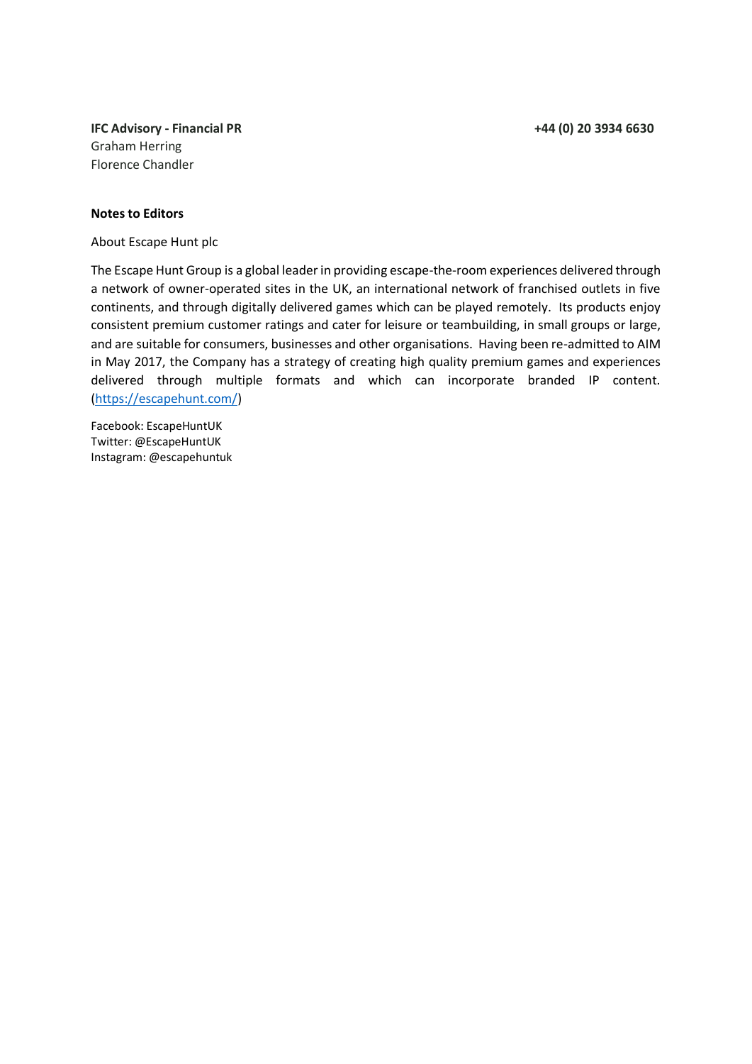**IFC Advisory - Financial PR** **+44 (0) 20 3934 6630**
Graham Herring
Florence Chandler

**Notes to Editors**

About Escape Hunt plc

The Escape Hunt Group is a global leader in providing escape-the-room experiences delivered through a network of owner-operated sites in the UK, an international network of franchised outlets in five continents, and through digitally delivered games which can be played remotely. Its products enjoy consistent premium customer ratings and cater for leisure or teambuilding, in small groups or large, and are suitable for consumers, businesses and other organisations. Having been re-admitted to AIM in May 2017, the Company has a strategy of creating high quality premium games and experiences delivered through multiple formats and which can incorporate branded IP content. (https://escapehunt.com/)

Facebook: EscapeHuntUK
Twitter: @EscapeHuntUK
Instagram: @escapehuntuk